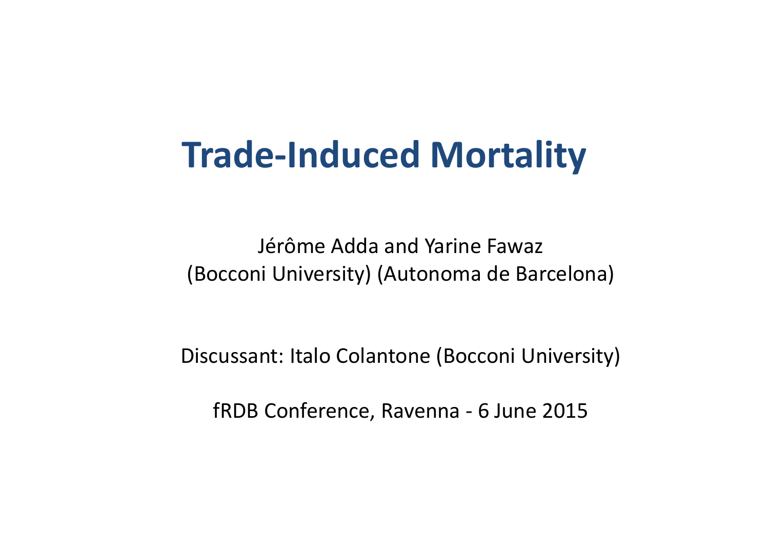# Trade-Induced Mortality

Jérôme Adda and Yarine Fawaz
(Bocconi University) (Autonoma de Barcelona)

Discussant: Italo Colantone (Bocconi University)

fRDB Conference, Ravenna - 6 June 2015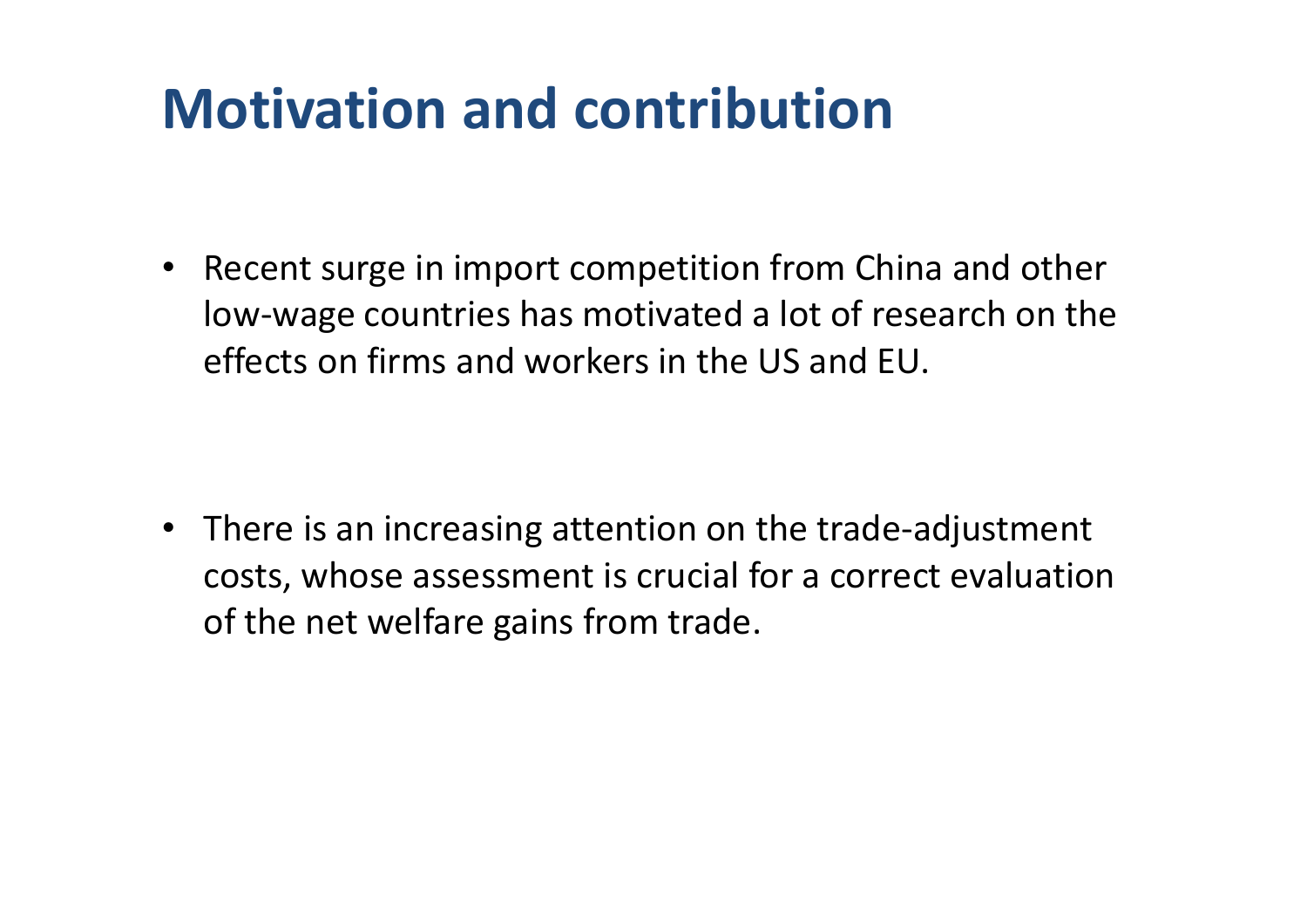# Motivation and contribution

- Recent surge in import competition from China and other low-wage countries has motivated a lot of research on the effects on firms and workers in the US and EU.

- There is an increasing attention on the trade-adjustment costs, whose assessment is crucial for a correct evaluation of the net welfare gains from trade.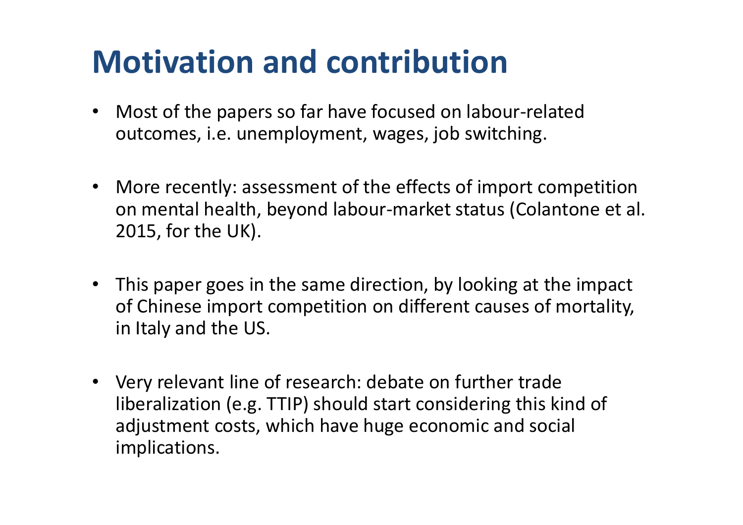# Motivation and contribution

- Most of the papers so far have focused on labour-related outcomes, i.e. unemployment, wages, job switching.
- More recently: assessment of the effects of import competition on mental health, beyond labour-market status (Colantone et al. 2015, for the UK).
- This paper goes in the same direction, by looking at the impact of Chinese import competition on different causes of mortality, in Italy and the US.
- Very relevant line of research: debate on further trade liberalization (e.g. TTIP) should start considering this kind of adjustment costs, which have huge economic and social implications.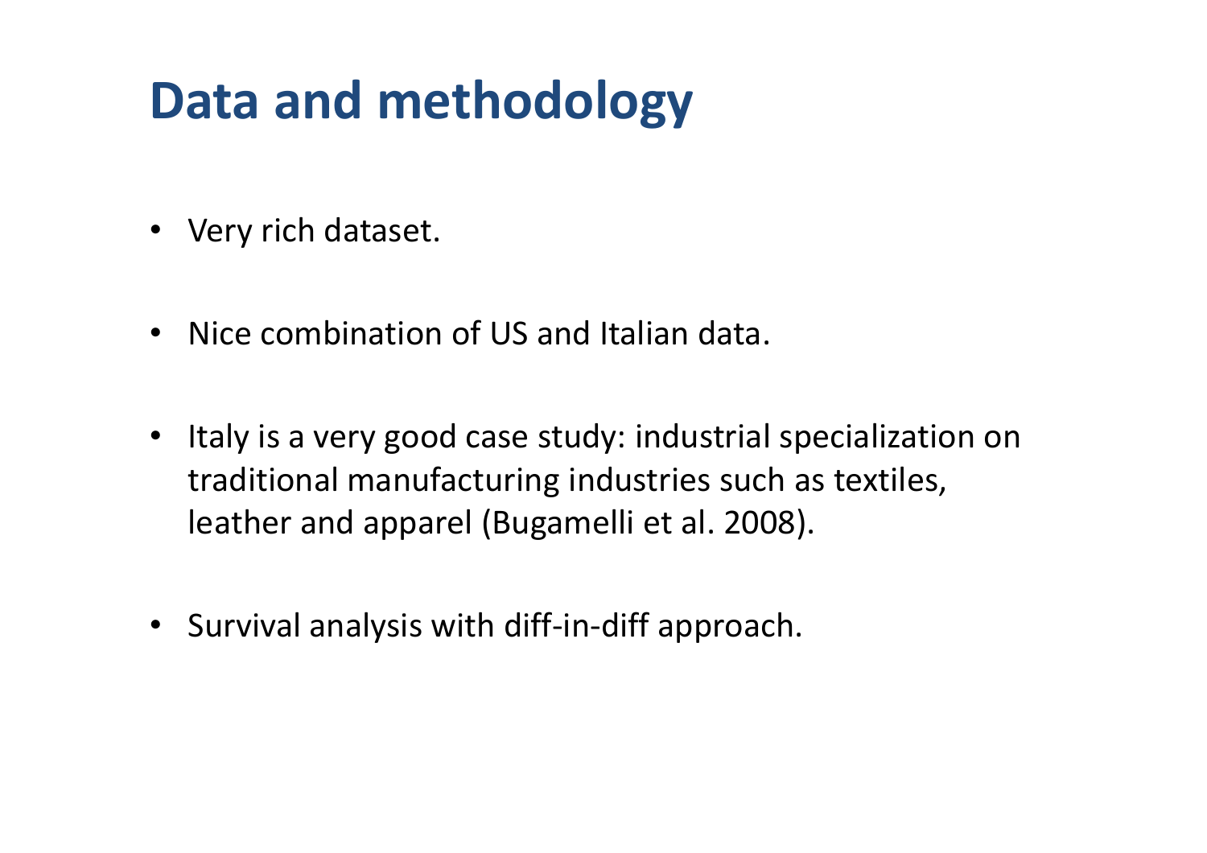# Data and methodology

- Very rich dataset.
- Nice combination of US and Italian data.
- Italy is a very good case study: industrial specialization on traditional manufacturing industries such as textiles, leather and apparel (Bugamelli et al. 2008).
- Survival analysis with diff-in-diff approach.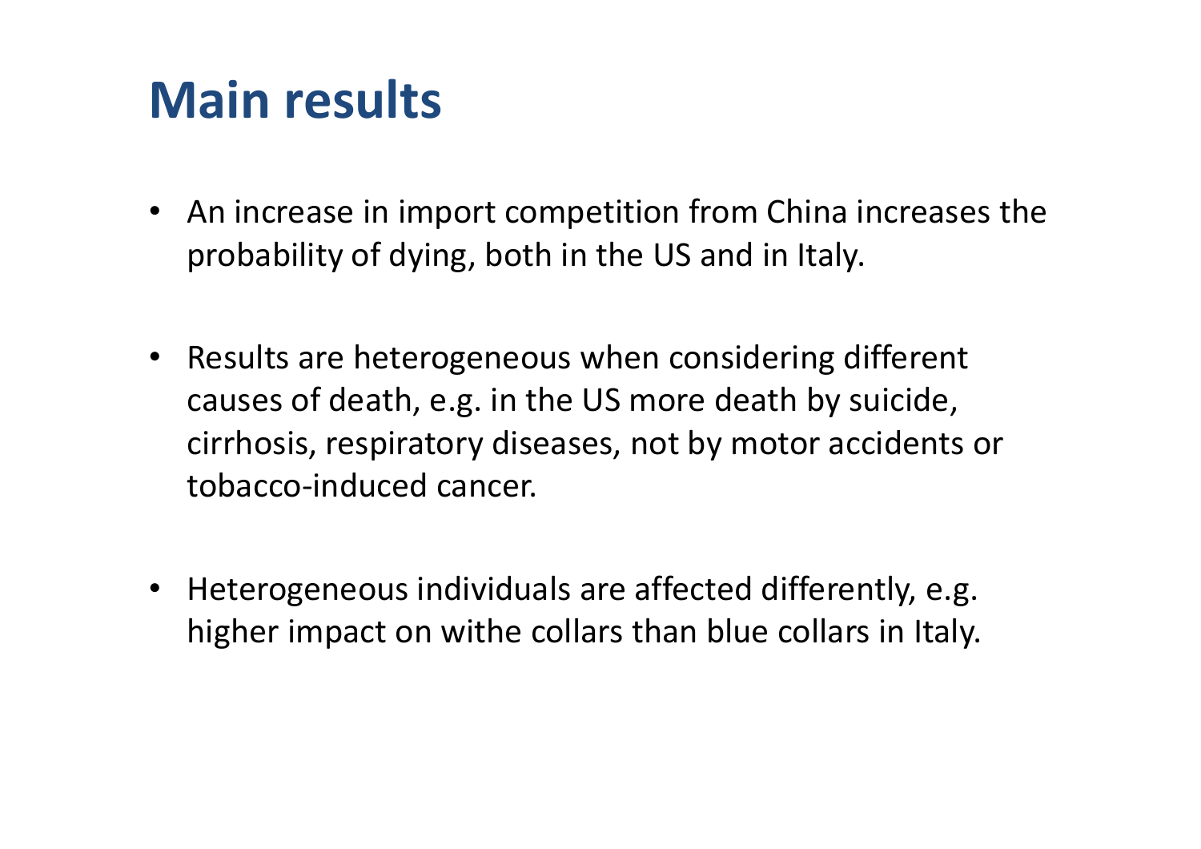# Main results

- An increase in import competition from China increases the probability of dying, both in the US and in Italy.
- Results are heterogeneous when considering different causes of death, e.g. in the US more death by suicide, cirrhosis, respiratory diseases, not by motor accidents or tobacco-induced cancer.
- Heterogeneous individuals are affected differently, e.g. higher impact on withe collars than blue collars in Italy.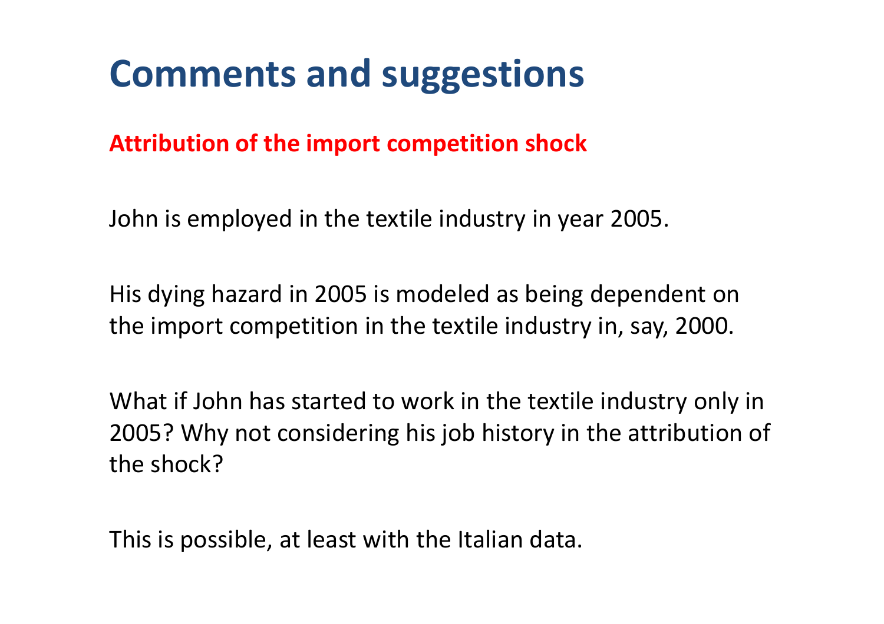# Comments and suggestions

**Attribution of the import competition shock**

John is employed in the textile industry in year 2005.

His dying hazard in 2005 is modeled as being dependent on the import competition in the textile industry in, say, 2000.

What if John has started to work in the textile industry only in 2005? Why not considering his job history in the attribution of the shock?

This is possible, at least with the Italian data.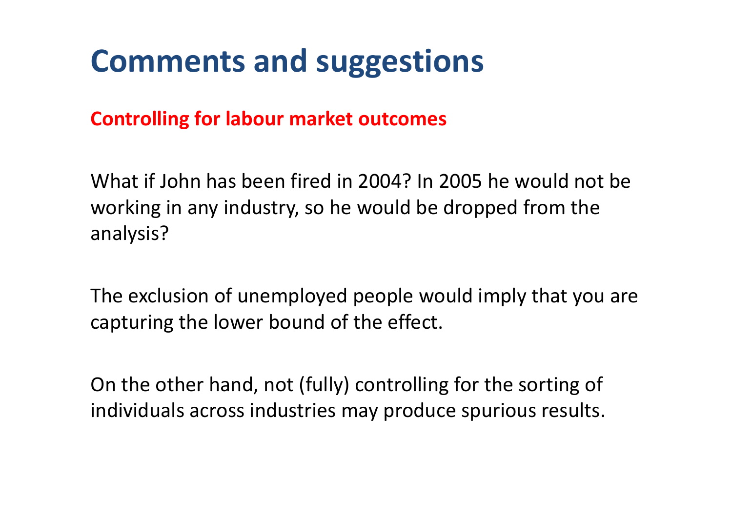# Comments and suggestions

**Controlling for labour market outcomes**

What if John has been fired in 2004? In 2005 he would not be working in any industry, so he would be dropped from the analysis?

The exclusion of unemployed people would imply that you are capturing the lower bound of the effect.

On the other hand, not (fully) controlling for the sorting of individuals across industries may produce spurious results.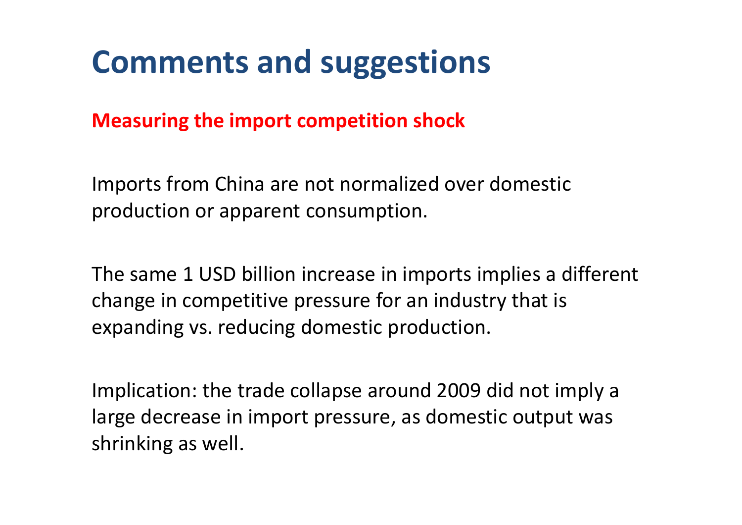# Comments and suggestions

**Measuring the import competition shock**

Imports from China are not normalized over domestic production or apparent consumption.

The same 1 USD billion increase in imports implies a different change in competitive pressure for an industry that is expanding vs. reducing domestic production.

Implication: the trade collapse around 2009 did not imply a large decrease in import pressure, as domestic output was shrinking as well.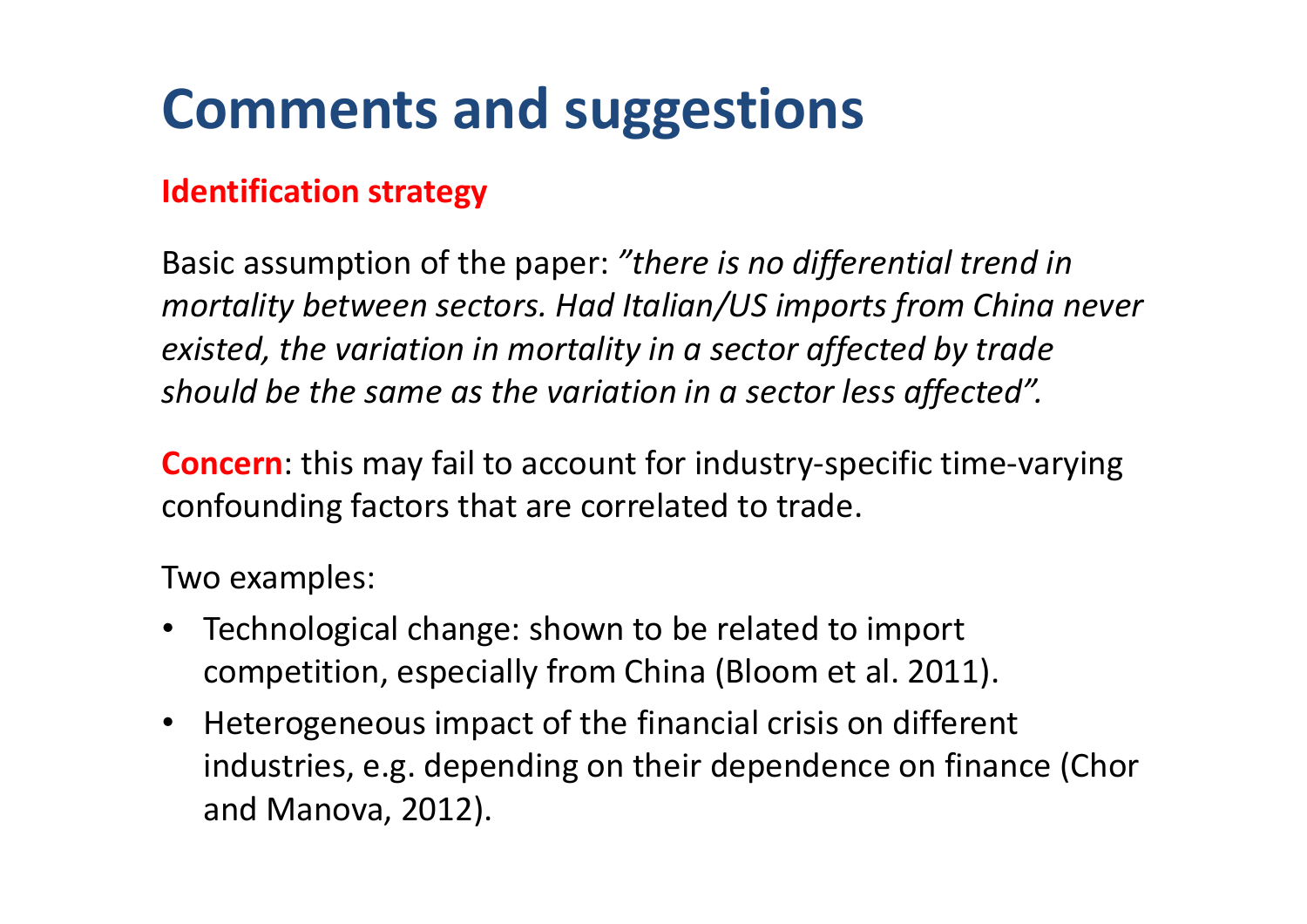# Comments and suggestions

**Identification strategy**

Basic assumption of the paper: *"there is no differential trend in mortality between sectors. Had Italian/US imports from China never existed, the variation in mortality in a sector affected by trade should be the same as the variation in a sector less affected".*

**Concern**: this may fail to account for industry-specific time-varying confounding factors that are correlated to trade.

Two examples:

- Technological change: shown to be related to import competition, especially from China (Bloom et al. 2011).
- Heterogeneous impact of the financial crisis on different industries, e.g. depending on their dependence on finance (Chor and Manova, 2012).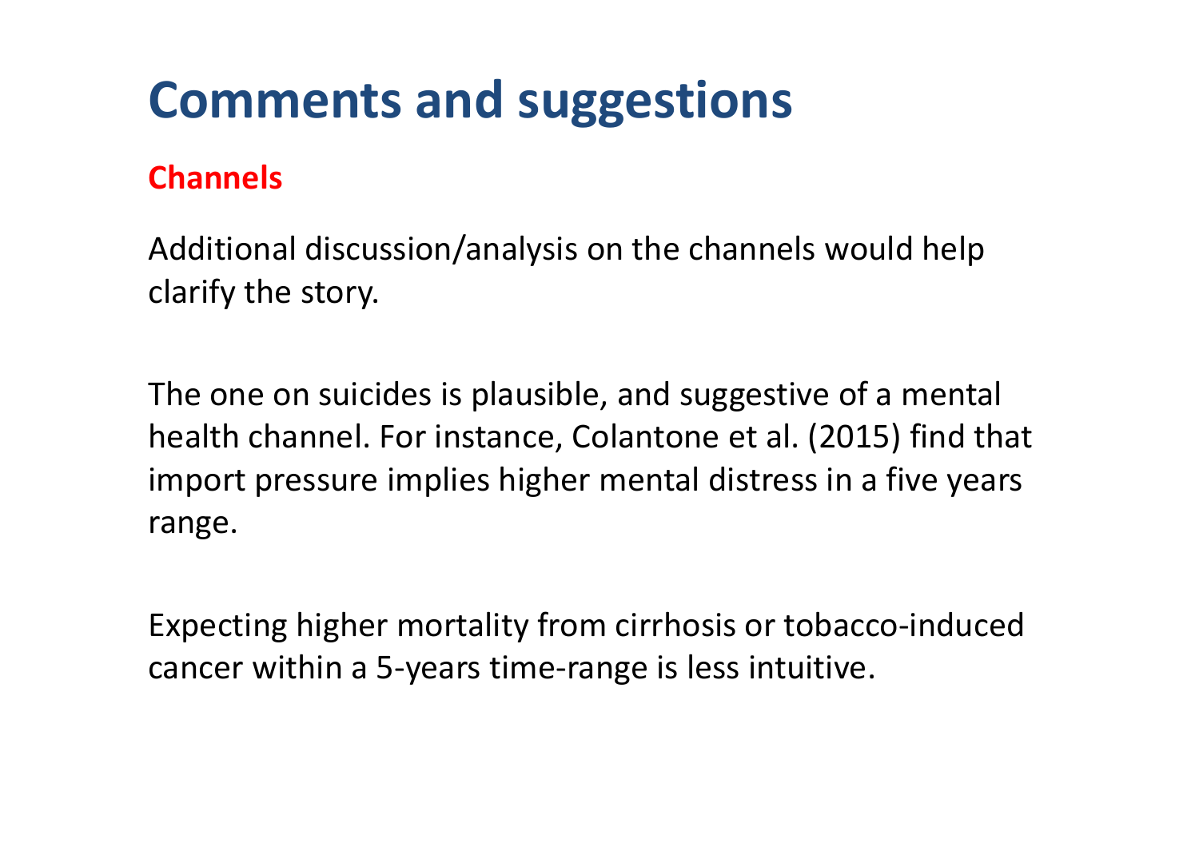# Comments and suggestions

## Channels

Additional discussion/analysis on the channels would help clarify the story.

The one on suicides is plausible, and suggestive of a mental health channel. For instance, Colantone et al. (2015) find that import pressure implies higher mental distress in a five years range.

Expecting higher mortality from cirrhosis or tobacco-induced cancer within a 5-years time-range is less intuitive.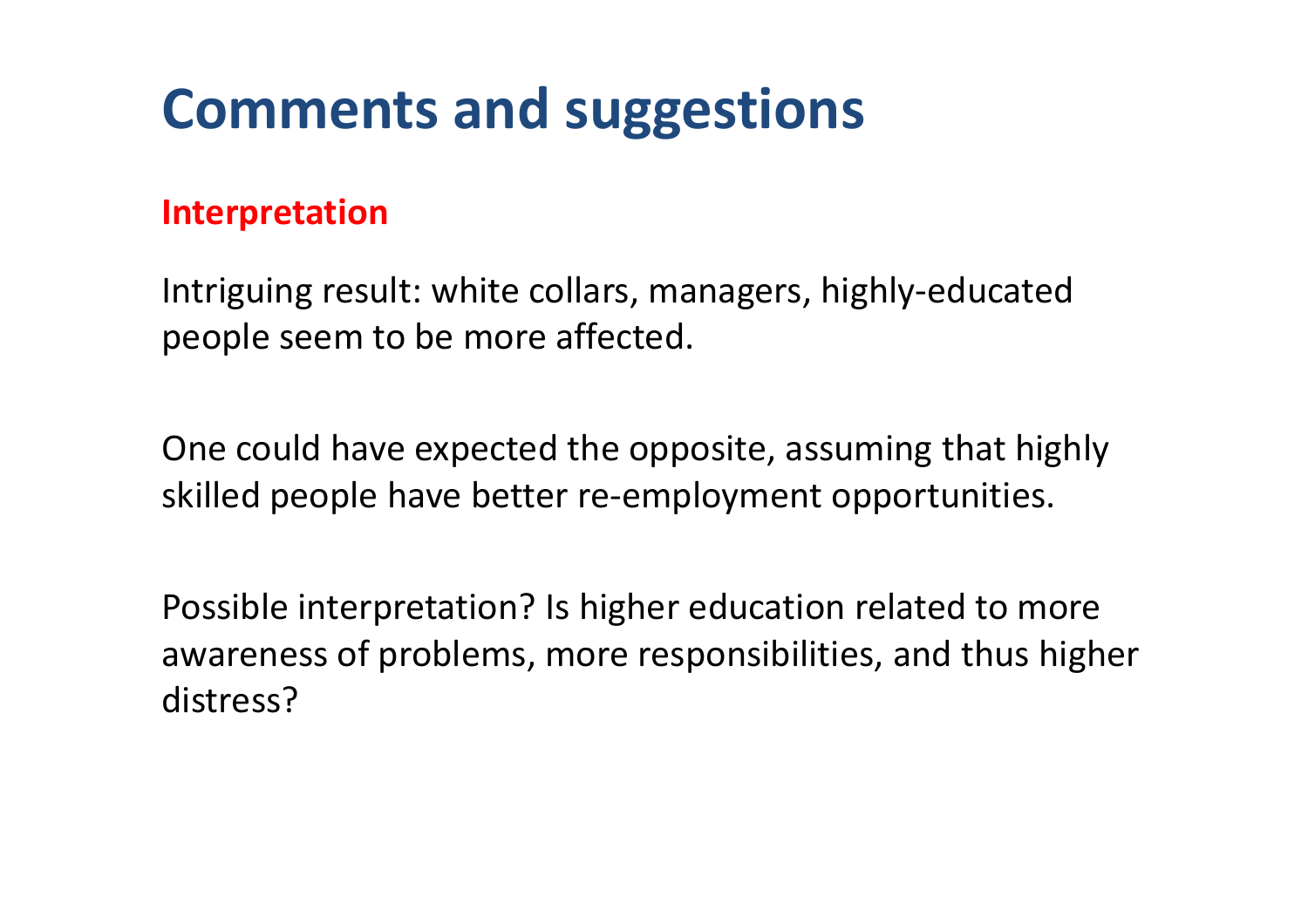# Comments and suggestions

## Interpretation

Intriguing result: white collars, managers, highly-educated people seem to be more affected.

One could have expected the opposite, assuming that highly skilled people have better re-employment opportunities.

Possible interpretation? Is higher education related to more awareness of problems, more responsibilities, and thus higher distress?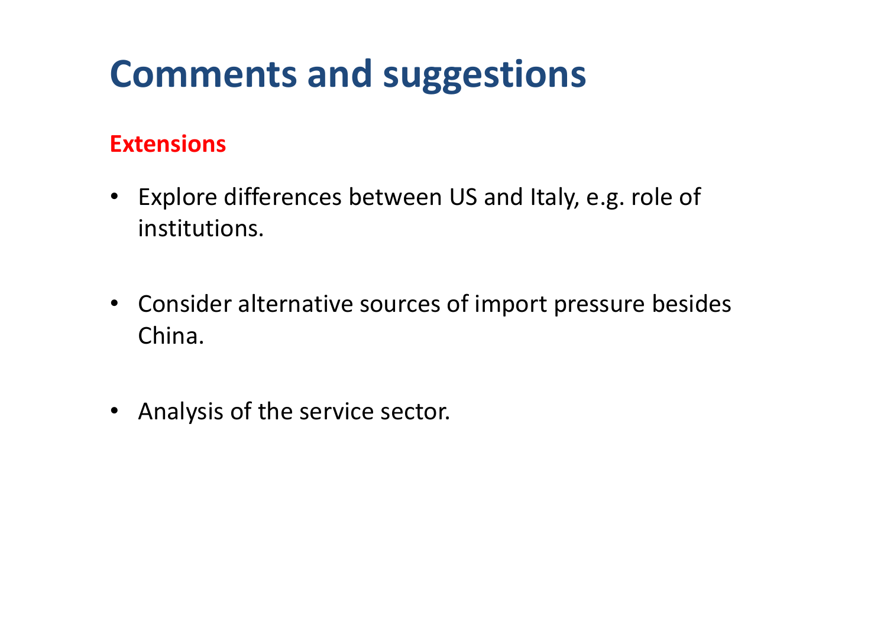# Comments and suggestions

**Extensions**

- Explore differences between US and Italy, e.g. role of institutions.
- Consider alternative sources of import pressure besides China.
- Analysis of the service sector.